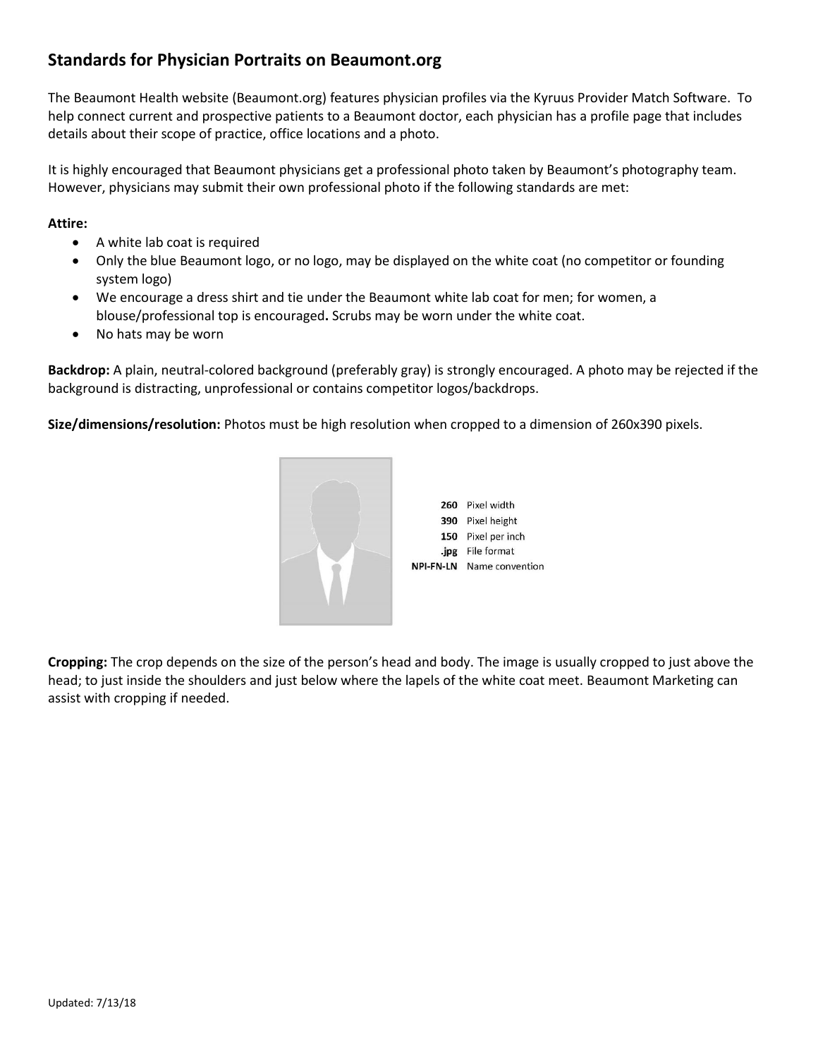## Standards for Physician Portraits on Beaumont.org

The Beaumont Health website (Beaumont.org) features physician profiles via the Kyruus Provider Match Software. To help connect current and prospective patients to a Beaumont doctor, each physician has a profile page that includes details about their scope of practice, office locations and a photo.

It is highly encouraged that Beaumont physicians get a professional photo taken by Beaumont's photography team. However, physicians may submit their own professional photo if the following standards are met:

**Attire:**

- A white lab coat is required
- Only the blue Beaumont logo, or no logo, may be displayed on the white coat (no competitor or founding system logo)
- We encourage a dress shirt and tie under the Beaumont white lab coat for men; for women, a blouse/professional top is encouraged**.** Scrubs may be worn under the white coat.
- No hats may be worn

**Backdrop:** A plain, neutral-colored background (preferably gray) is strongly encouraged. A photo may be rejected if the background is distracting, unprofessional or contains competitor logos/backdrops.

**Size/dimensions/resolution:** Photos must be high resolution when cropped to a dimension of 260x390 pixels.

| | |
|---|---|
| **260** | Pixel width |
| **390** | Pixel height |
| **150** | Pixel per inch |
| **.jpg** | File format |
| **NPI-FN-LN** | Name convention |

**Cropping:** The crop depends on the size of the person's head and body. The image is usually cropped to just above the head; to just inside the shoulders and just below where the lapels of the white coat meet. Beaumont Marketing can assist with cropping if needed.

Updated: 7/13/18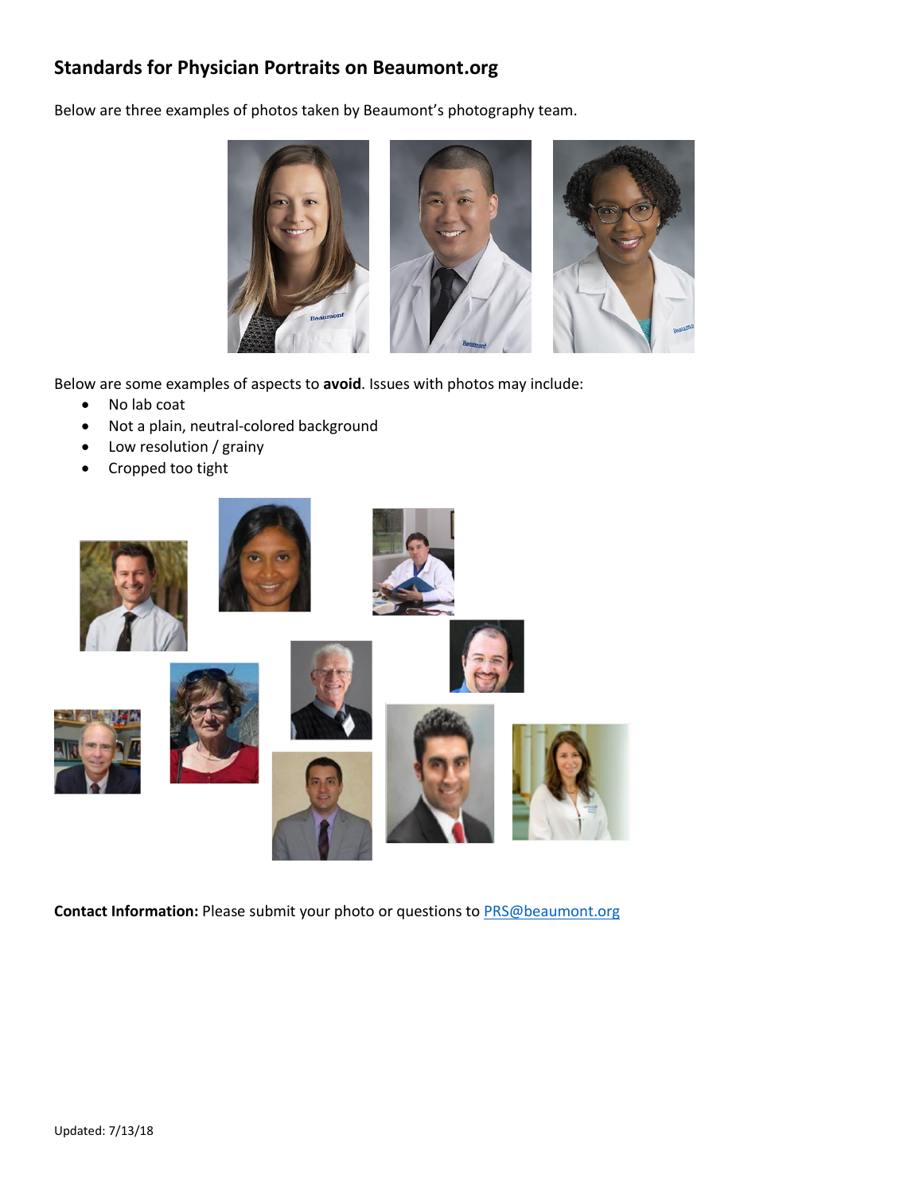## Standards for Physician Portraits on Beaumont.org

Below are three examples of photos taken by Beaumont's photography team.

Below are some examples of aspects to **avoid**. Issues with photos may include:

- No lab coat
- Not a plain, neutral-colored background
- Low resolution / grainy
- Cropped too tight

**Contact Information:** Please submit your photo or questions to PRS@beaumont.org

Updated: 7/13/18